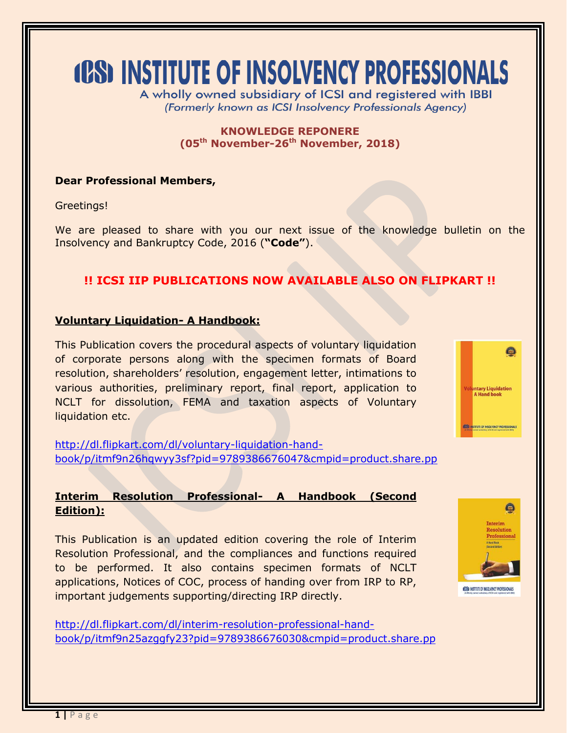# ICSI INSTITUTE OF INSOLVENCY PROFESSIONALS

A wholly owned subsidiary of ICSI and registered with IBBI
*(Formerly known as ICSI Insolvency Professionals Agency)*

**KNOWLEDGE REPONERE**
**(05th November-26th November, 2018)**

**Dear Professional Members,**

Greetings!

We are pleased to share with you our next issue of the knowledge bulletin on the Insolvency and Bankruptcy Code, 2016 (**"Code"**).

**!! ICSI IIP PUBLICATIONS NOW AVAILABLE ALSO ON FLIPKART !!**

**Voluntary Liquidation- A Handbook:**

This Publication covers the procedural aspects of voluntary liquidation of corporate persons along with the specimen formats of Board resolution, shareholders' resolution, engagement letter, intimations to various authorities, preliminary report, final report, application to NCLT for dissolution, FEMA and taxation aspects of Voluntary liquidation etc.

http://dl.flipkart.com/dl/voluntary-liquidation-hand-book/p/itmf9n26hqwyy3sf?pid=9789386676047&cmpid=product.share.pp

**Interim Resolution Professional- A Handbook (Second Edition):**

This Publication is an updated edition covering the role of Interim Resolution Professional, and the compliances and functions required to be performed. It also contains specimen formats of NCLT applications, Notices of COC, process of handing over from IRP to RP, important judgements supporting/directing IRP directly.

http://dl.flipkart.com/dl/interim-resolution-professional-hand-book/p/itmf9n25azggfy23?pid=9789386676030&cmpid=product.share.pp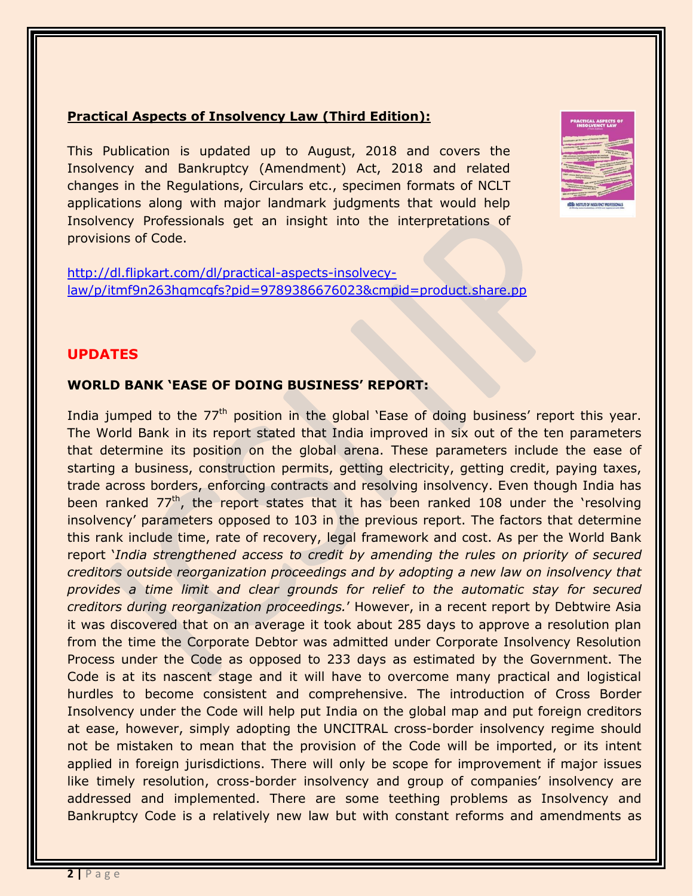**Practical Aspects of Insolvency Law (Third Edition):**

This Publication is updated up to August, 2018 and covers the Insolvency and Bankruptcy (Amendment) Act, 2018 and related changes in the Regulations, Circulars etc., specimen formats of NCLT applications along with major landmark judgments that would help Insolvency Professionals get an insight into the interpretations of provisions of Code.

http://dl.flipkart.com/dl/practical-aspects-insolvecy-law/p/itmf9n263hqmcgfs?pid=9789386676023&cmpid=product.share.pp

## UPDATES

### WORLD BANK 'EASE OF DOING BUSINESS' REPORT:

India jumped to the 77th position in the global 'Ease of doing business' report this year. The World Bank in its report stated that India improved in six out of the ten parameters that determine its position on the global arena. These parameters include the ease of starting a business, construction permits, getting electricity, getting credit, paying taxes, trade across borders, enforcing contracts and resolving insolvency. Even though India has been ranked 77th, the report states that it has been ranked 108 under the 'resolving insolvency' parameters opposed to 103 in the previous report. The factors that determine this rank include time, rate of recovery, legal framework and cost. As per the World Bank report '*India strengthened access to credit by amending the rules on priority of secured creditors outside reorganization proceedings and by adopting a new law on insolvency that provides a time limit and clear grounds for relief to the automatic stay for secured creditors during reorganization proceedings.*' However, in a recent report by Debtwire Asia it was discovered that on an average it took about 285 days to approve a resolution plan from the time the Corporate Debtor was admitted under Corporate Insolvency Resolution Process under the Code as opposed to 233 days as estimated by the Government. The Code is at its nascent stage and it will have to overcome many practical and logistical hurdles to become consistent and comprehensive. The introduction of Cross Border Insolvency under the Code will help put India on the global map and put foreign creditors at ease, however, simply adopting the UNCITRAL cross-border insolvency regime should not be mistaken to mean that the provision of the Code will be imported, or its intent applied in foreign jurisdictions. There will only be scope for improvement if major issues like timely resolution, cross-border insolvency and group of companies' insolvency are addressed and implemented. There are some teething problems as Insolvency and Bankruptcy Code is a relatively new law but with constant reforms and amendments as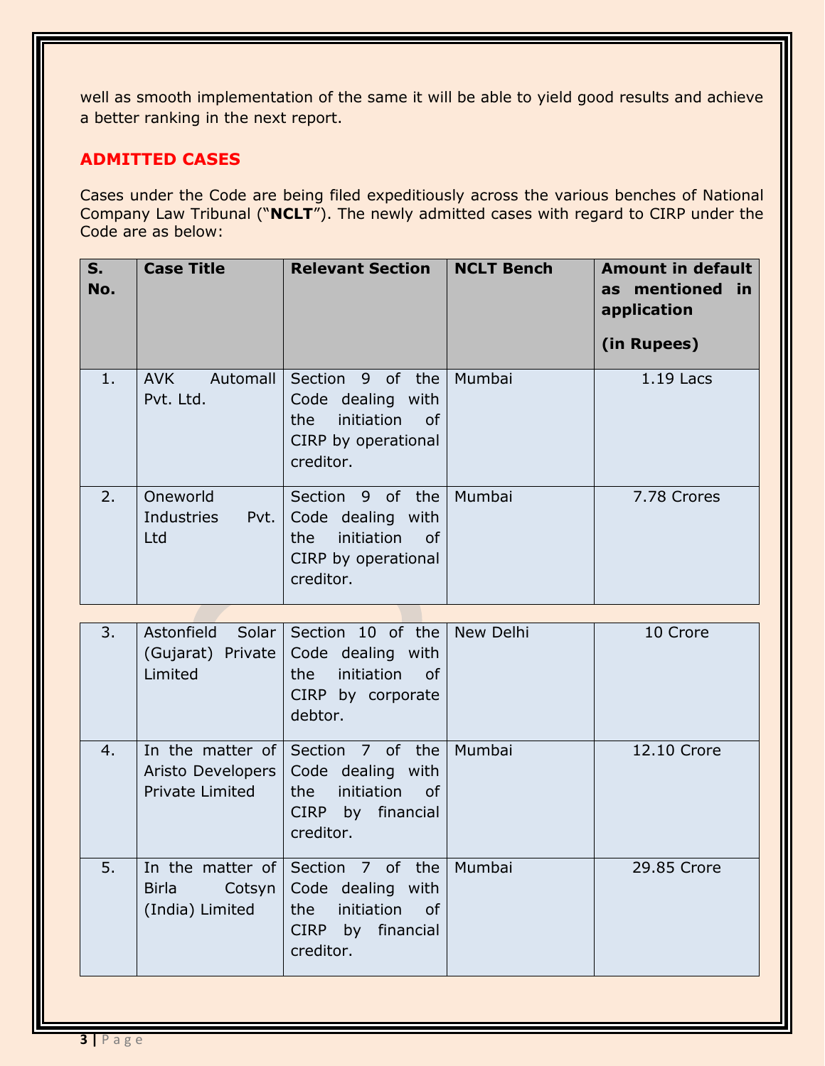well as smooth implementation of the same it will be able to yield good results and achieve a better ranking in the next report.

## ADMITTED CASES

Cases under the Code are being filed expeditiously across the various benches of National Company Law Tribunal ("**NCLT**"). The newly admitted cases with regard to CIRP under the Code are as below:

| S. No. | Case Title | Relevant Section | NCLT Bench | Amount in default as mentioned in application (in Rupees) |
|---|---|---|---|---|
| 1. | AVK Automall Pvt. Ltd. | Section 9 of the Code dealing with the initiation of CIRP by operational creditor. | Mumbai | 1.19 Lacs |
| 2. | Oneworld Industries Pvt. Ltd | Section 9 of the Code dealing with the initiation of CIRP by operational creditor. | Mumbai | 7.78 Crores |
| 3. | Astonfield Solar (Gujarat) Private Limited | Section 10 of the Code dealing with the initiation of CIRP by corporate debtor. | New Delhi | 10 Crore |
| 4. | In the matter of Aristo Developers Private Limited | Section 7 of the Code dealing with the initiation of CIRP by financial creditor. | Mumbai | 12.10 Crore |
| 5. | In the matter of Birla Cotsyn (India) Limited | Section 7 of the Code dealing with the initiation of CIRP by financial creditor. | Mumbai | 29.85 Crore |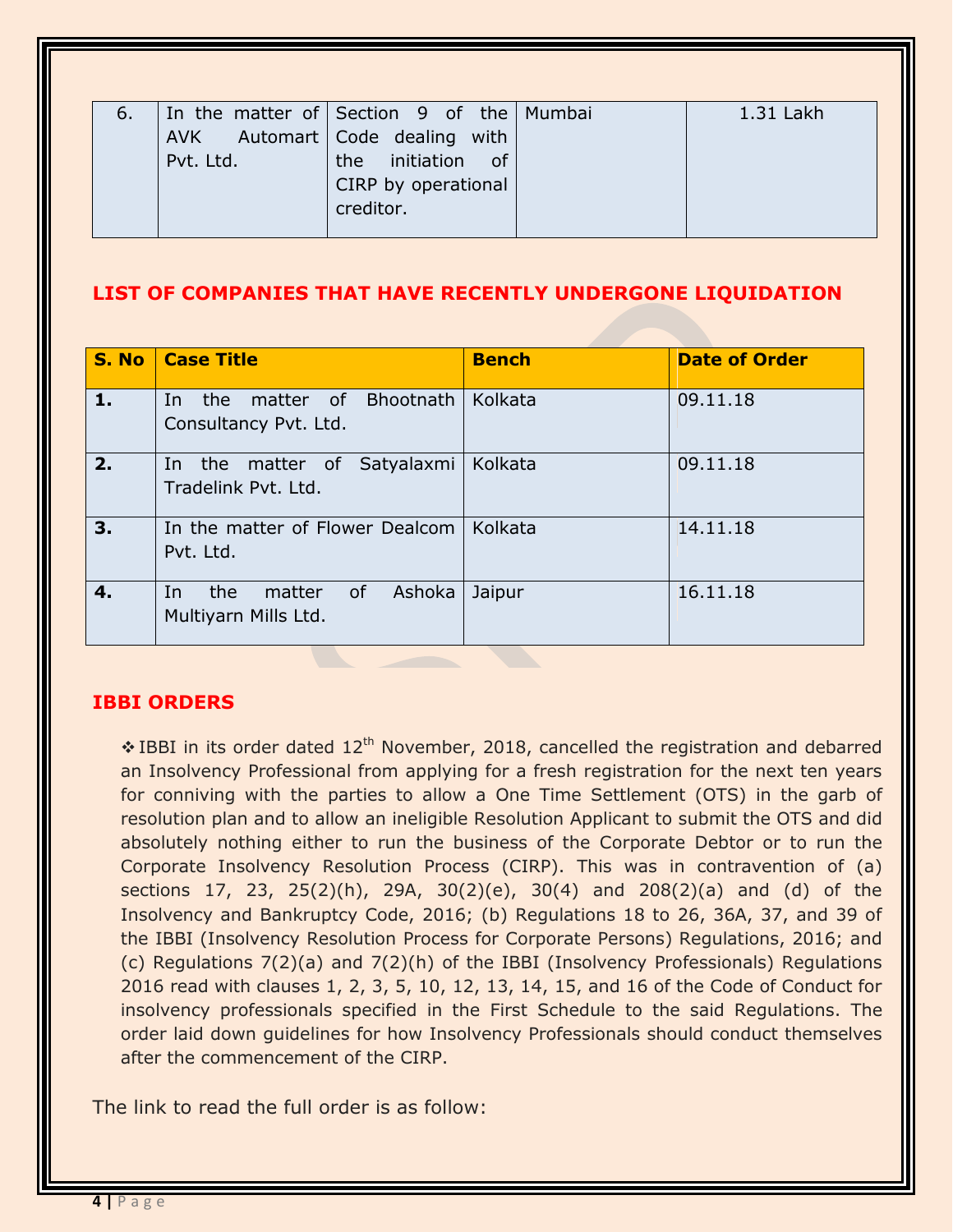| 6. | In the matter of AVK Automart Pvt. Ltd. | Section 9 of the Code dealing with the initiation of CIRP by operational creditor. | Mumbai | 1.31 Lakh |
|---|---|---|---|---|

## LIST OF COMPANIES THAT HAVE RECENTLY UNDERGONE LIQUIDATION

| S. No | Case Title | Bench | Date of Order |
|---|---|---|---|
| **1.** | In the matter of Bhootnath Consultancy Pvt. Ltd. | Kolkata | 09.11.18 |
| **2.** | In the matter of Satyalaxmi Tradelink Pvt. Ltd. | Kolkata | 09.11.18 |
| **3.** | In the matter of Flower Dealcom Pvt. Ltd. | Kolkata | 14.11.18 |
| **4.** | In the matter of Ashoka Multiyarn Mills Ltd. | Jaipur | 16.11.18 |

## IBBI ORDERS

❖ IBBI in its order dated 12th November, 2018, cancelled the registration and debarred an Insolvency Professional from applying for a fresh registration for the next ten years for conniving with the parties to allow a One Time Settlement (OTS) in the garb of resolution plan and to allow an ineligible Resolution Applicant to submit the OTS and did absolutely nothing either to run the business of the Corporate Debtor or to run the Corporate Insolvency Resolution Process (CIRP). This was in contravention of (a) sections 17, 23, 25(2)(h), 29A, 30(2)(e), 30(4) and 208(2)(a) and (d) of the Insolvency and Bankruptcy Code, 2016; (b) Regulations 18 to 26, 36A, 37, and 39 of the IBBI (Insolvency Resolution Process for Corporate Persons) Regulations, 2016; and (c) Regulations 7(2)(a) and 7(2)(h) of the IBBI (Insolvency Professionals) Regulations 2016 read with clauses 1, 2, 3, 5, 10, 12, 13, 14, 15, and 16 of the Code of Conduct for insolvency professionals specified in the First Schedule to the said Regulations. The order laid down guidelines for how Insolvency Professionals should conduct themselves after the commencement of the CIRP.

The link to read the full order is as follow: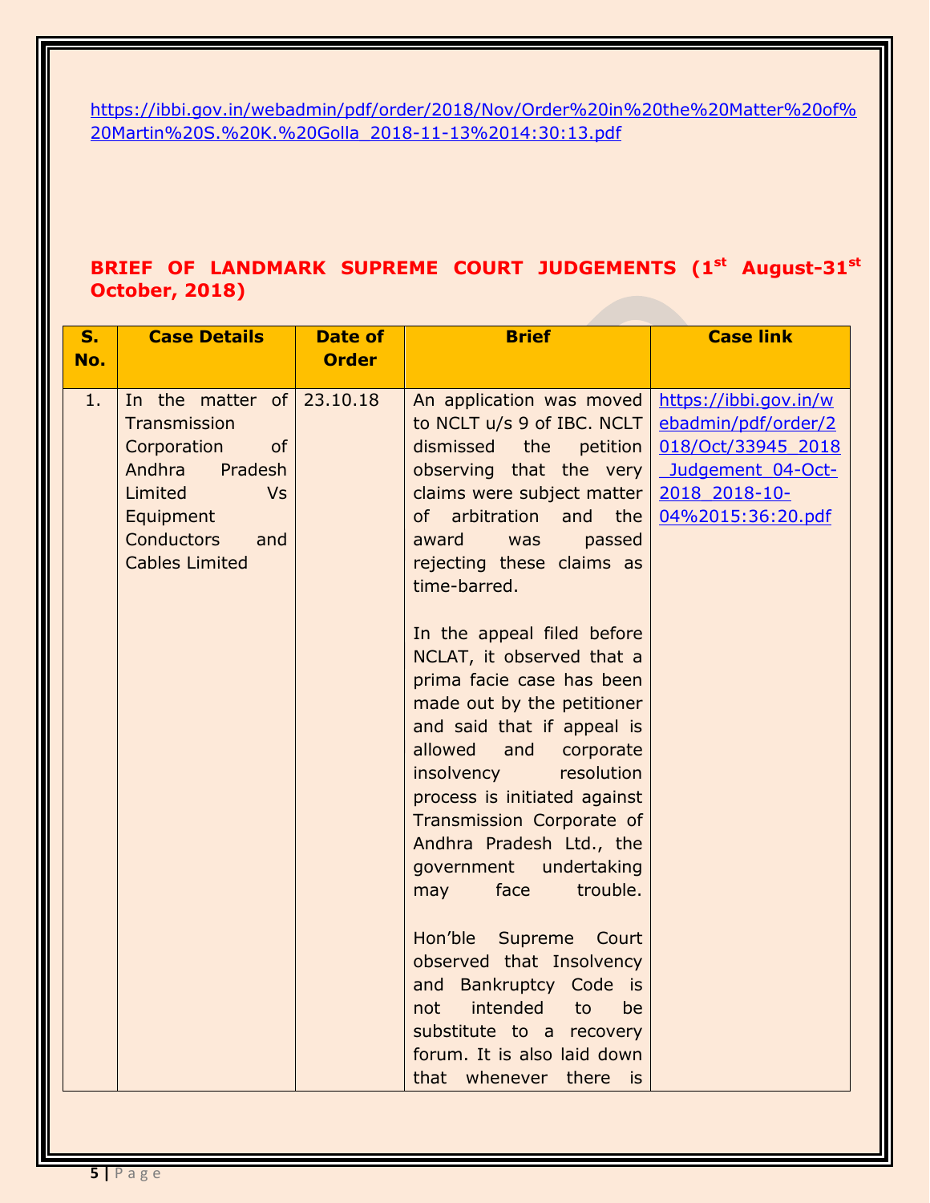https://ibbi.gov.in/webadmin/pdf/order/2018/Nov/Order%20in%20the%20Matter%20of%20Martin%20S.%20K.%20Golla_2018-11-13%2014:30:13.pdf

## BRIEF OF LANDMARK SUPREME COURT JUDGEMENTS (1st August-31st October, 2018)

| S. No. | Case Details | Date of Order | Brief | Case link |
|---|---|---|---|---|
| 1. | In the matter of Transmission Corporation of Andhra Pradesh Limited Vs Equipment Conductors and Cables Limited | 23.10.18 | An application was moved to NCLT u/s 9 of IBC. NCLT dismissed the petition observing that the very claims were subject matter of arbitration and the award was passed rejecting these claims as time-barred.<br><br>In the appeal filed before NCLAT, it observed that a prima facie case has been made out by the petitioner and said that if appeal is allowed and corporate insolvency resolution process is initiated against Transmission Corporate of Andhra Pradesh Ltd., the government undertaking may face trouble.<br><br>Hon'ble Supreme Court observed that Insolvency and Bankruptcy Code is not intended to be substitute to a recovery forum. It is also laid down that whenever there is | https://ibbi.gov.in/webadmin/pdf/order/2018/Oct/33945_2018_Judgement_04-Oct-2018_2018-10-04%2015:36:20.pdf |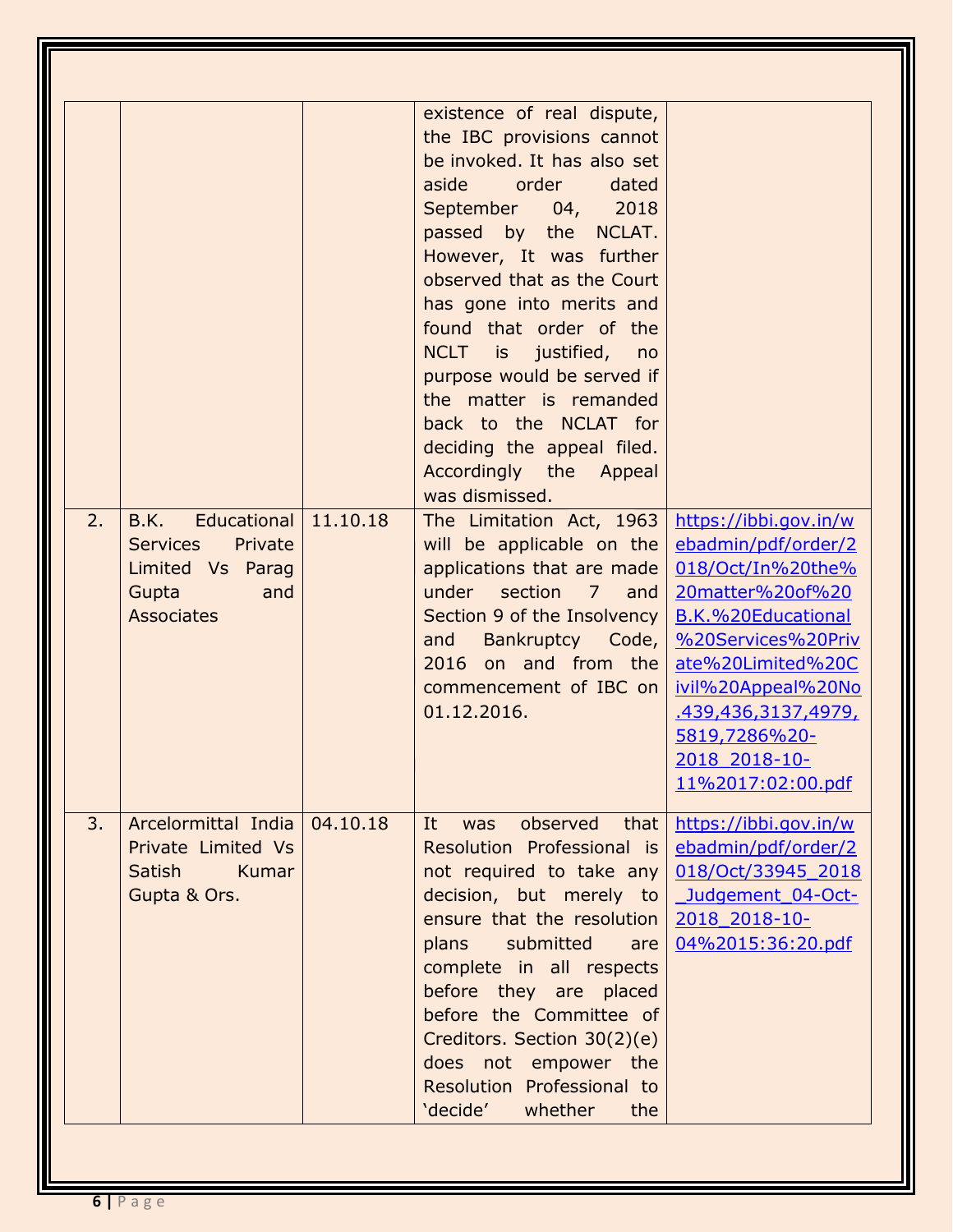| | | | | |
|---|---|---|---|---|
| | | | existence of real dispute, the IBC provisions cannot be invoked. It has also set aside order dated September 04, 2018 passed by the NCLAT. However, It was further observed that as the Court has gone into merits and found that order of the NCLT is justified, no purpose would be served if the matter is remanded back to the NCLAT for deciding the appeal filed. Accordingly the Appeal was dismissed. | |
| 2. | B.K. Educational Services Private Limited Vs Parag Gupta and Associates | 11.10.18 | The Limitation Act, 1963 will be applicable on the applications that are made under section 7 and Section 9 of the Insolvency and Bankruptcy Code, 2016 on and from the commencement of IBC on 01.12.2016. | https://ibbi.gov.in/webadmin/pdf/order/2018/Oct/In%20the%20matter%20of%20B.K.%20Educational%20Services%20Private%20Limited%20Civil%20Appeal%20No.439,436,3137,4979,5819,7286%20-2018_2018-10-11%2017:02:00.pdf |
| 3. | Arcelormittal India Private Limited Vs Satish Kumar Gupta & Ors. | 04.10.18 | It was observed that Resolution Professional is not required to take any decision, but merely to ensure that the resolution plans submitted are complete in all respects before they are placed before the Committee of Creditors. Section 30(2)(e) does not empower the Resolution Professional to 'decide' whether the | https://ibbi.gov.in/webadmin/pdf/order/2018/Oct/33945_2018_Judgement_04-Oct-2018_2018-10-04%2015:36:20.pdf |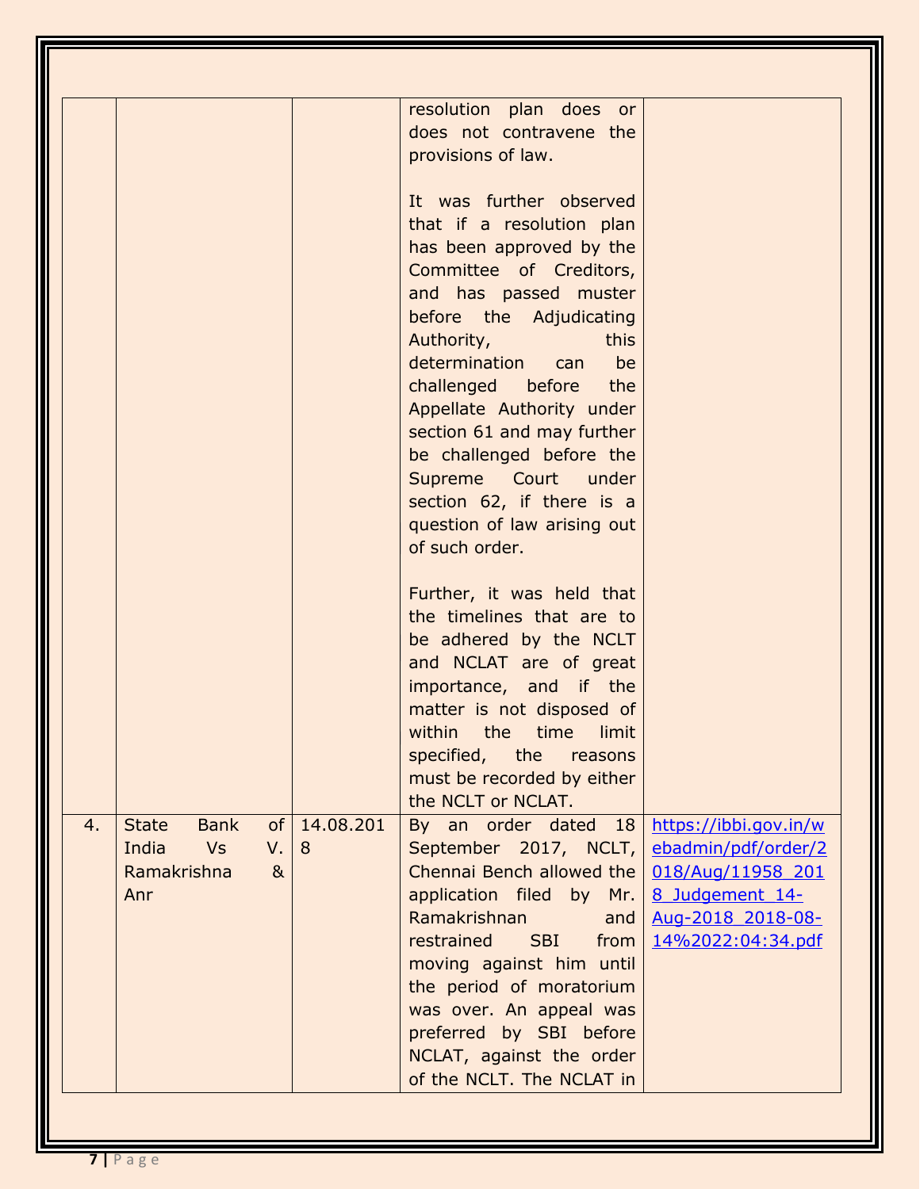| | | | | |
|---|---|---|---|---|
| | | | resolution plan does or does not contravene the provisions of law.<br><br>It was further observed that if a resolution plan has been approved by the Committee of Creditors, and has passed muster before the Adjudicating Authority, this determination can be challenged before the Appellate Authority under section 61 and may further be challenged before the Supreme Court under section 62, if there is a question of law arising out of such order.<br><br>Further, it was held that the timelines that are to be adhered by the NCLT and NCLAT are of great importance, and if the matter is not disposed of within the time limit specified, the reasons must be recorded by either the NCLT or NCLAT. | |
| 4. | State Bank of India Vs V. Ramakrishna & Anr | 14.08.2018 | By an order dated 18 September 2017, NCLT, Chennai Bench allowed the application filed by Mr. Ramakrishnan and restrained SBI from moving against him until the period of moratorium was over. An appeal was preferred by SBI before NCLAT, against the order of the NCLT. The NCLAT in | [https://ibbi.gov.in/webadmin/pdf/order/2018/Aug/11958_2018_Judgement_14-Aug-2018_2018-08-14%2022:04:34.pdf](https://ibbi.gov.in/webadmin/pdf/order/2018/Aug/11958_2018_Judgement_14-Aug-2018_2018-08-14%2022:04:34.pdf) |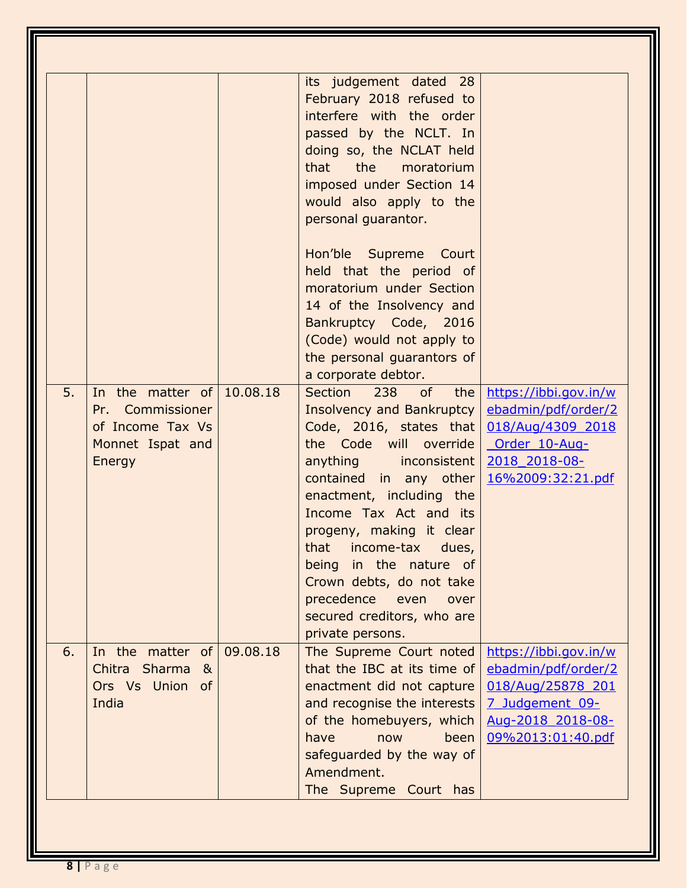| | | | | |
|---|---|---|---|---|
| | | | its judgement dated 28 February 2018 refused to interfere with the order passed by the NCLT. In doing so, the NCLAT held that the moratorium imposed under Section 14 would also apply to the personal guarantor.<br><br>Hon'ble Supreme Court held that the period of moratorium under Section 14 of the Insolvency and Bankruptcy Code, 2016 (Code) would not apply to the personal guarantors of a corporate debtor. | |
| 5. | In the matter of Pr. Commissioner of Income Tax Vs Monnet Ispat and Energy | 10.08.18 | Section 238 of the Insolvency and Bankruptcy Code, 2016, states that the Code will override anything inconsistent contained in any other enactment, including the Income Tax Act and its progeny, making it clear that income-tax dues, being in the nature of Crown debts, do not take precedence even over secured creditors, who are private persons. | https://ibbi.gov.in/webadmin/pdf/order/2018/Aug/4309_2018_Order_10-Aug-2018_2018-08-16%2009:32:21.pdf |
| 6. | In the matter of Chitra Sharma & Ors Vs Union of India | 09.08.18 | The Supreme Court noted that the IBC at its time of enactment did not capture and recognise the interests of the homebuyers, which have now been safeguarded by the way of Amendment.<br>The Supreme Court has | https://ibbi.gov.in/webadmin/pdf/order/2018/Aug/25878_2017_Judgement_09-Aug-2018_2018-08-09%2013:01:40.pdf |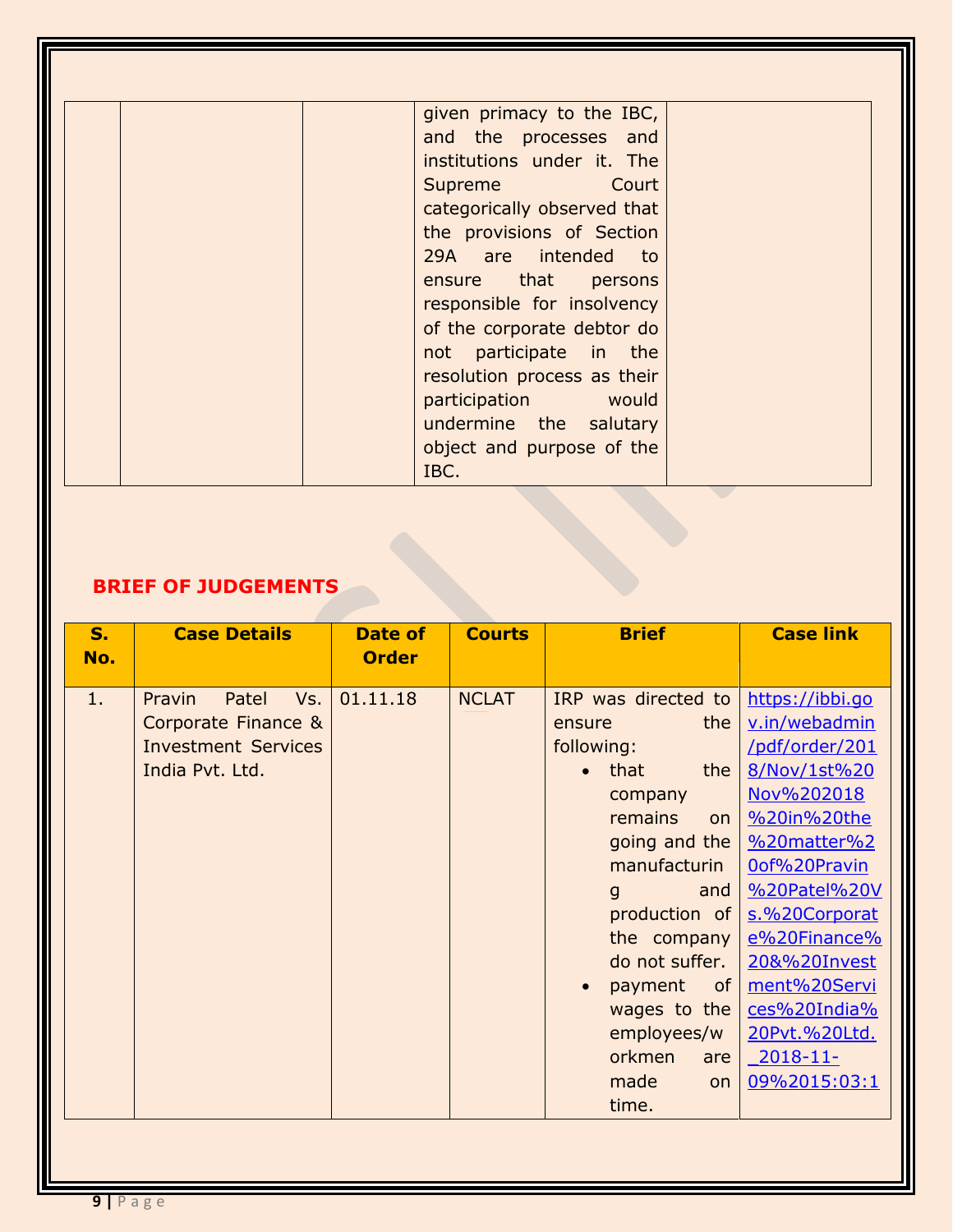| | | | given primacy to the IBC, and the processes and institutions under it. The Supreme Court categorically observed that the provisions of Section 29A are intended to ensure that persons responsible for insolvency of the corporate debtor do not participate in the resolution process as their participation would undermine the salutary object and purpose of the IBC. | |
|---|---|---|---|---|

## BRIEF OF JUDGEMENTS

| S. No. | Case Details | Date of Order | Courts | Brief | Case link |
|---|---|---|---|---|---|
| 1. | Pravin Patel Vs. Corporate Finance & Investment Services India Pvt. Ltd. | 01.11.18 | NCLAT | IRP was directed to ensure the following:<br>• that the company remains on going and the manufacturing and production of the company do not suffer.<br>• payment of wages to the employees/workmen are made on time. | https://ibbi.gov.in/webadmin/pdf/order/2018/Nov/1st%20Nov%202018%20in%20the%20matter%20of%20Pravin%20Patel%20Vs.%20Corporate%20Finance%20&%20Investment%20Services%20India%20Pvt.%20Ltd._2018-11-09%2015:03:1 |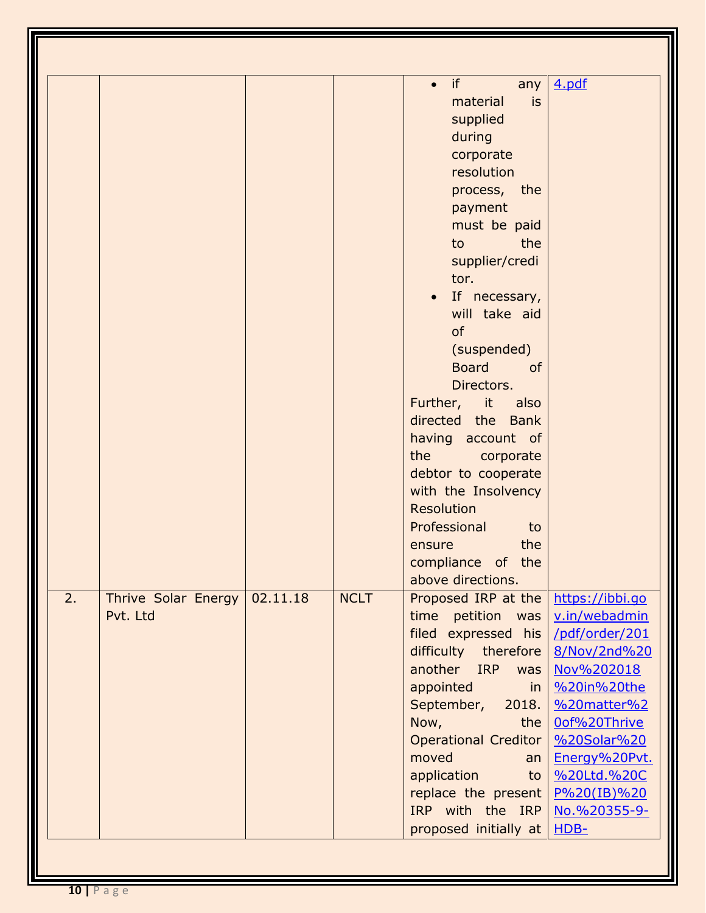| | | | | • if any material is supplied during corporate resolution process, the payment must be paid to the supplier/creditor.<br>• If necessary, will take aid of (suspended) Board of Directors.<br>Further, it also directed the Bank having account of the corporate debtor to cooperate with the Insolvency Resolution Professional to ensure the compliance of the above directions. | 4.pdf |
|---|---|---|---|---|---|
| 2. | Thrive Solar Energy Pvt. Ltd | 02.11.18 | NCLT | Proposed IRP at the time petition was filed expressed his difficulty therefore another IRP was appointed in September, 2018. Now, the Operational Creditor moved an application to replace the present IRP with the IRP proposed initially at | https://ibbi.gov.in/webadmin/pdf/order/2018/Nov/2nd%20Nov%202018%20in%20the%20matter%20of%20Thrive%20Solar%20Energy%20Pvt.%20Ltd.%20CP%20(IB)%20No.%20355-9-HDB- |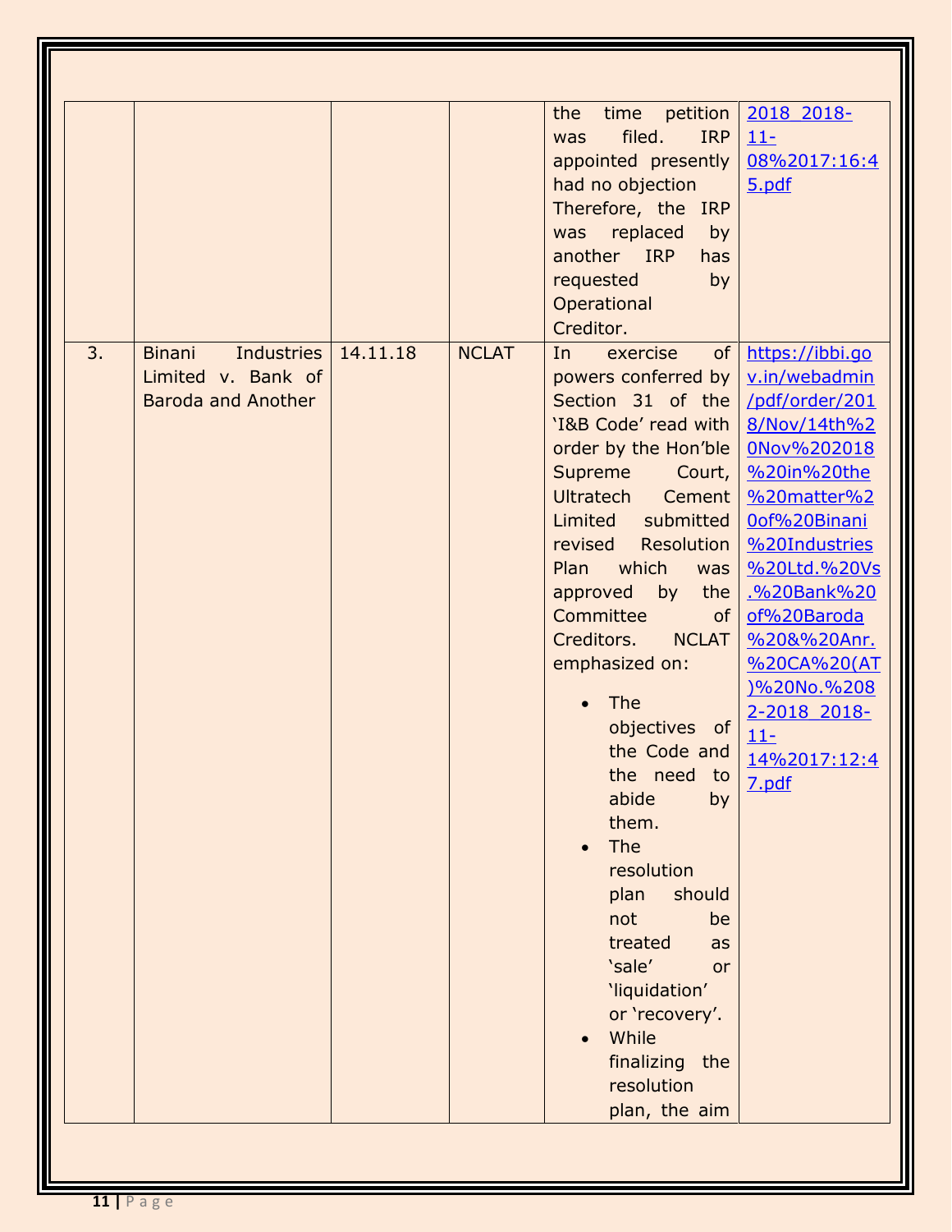|  |  |  |  | the time petition was filed. IRP appointed presently had no objection Therefore, the IRP was replaced by another IRP has requested by Operational Creditor. | 2018_2018-11-08%2017:16:45.pdf |
|---|---|---|---|---|---|
| 3. | Binani Industries Limited v. Bank of Baroda and Another | 14.11.18 | NCLAT | In exercise of powers conferred by Section 31 of the 'I&B Code' read with order by the Hon'ble Supreme Court, Ultratech Cement Limited submitted revised Resolution Plan which was approved by the Committee of Creditors. NCLAT emphasized on: <br>• The objectives of the Code and the need to abide by them. <br>• The resolution plan should not be treated as 'sale' or 'liquidation' or 'recovery'. <br>• While finalizing the resolution plan, the aim | https://ibbi.gov.in/webadmin/pdf/order/2018/Nov/14th%20Nov%202018%20in%20the%20matter%20of%20Binani%20Industries%20Ltd.%20Vs.%20Bank%20of%20Baroda%20&%20Anr.%20CA%20(AT)%20No.%2082-2018_2018-11-14%2017:12:47.pdf |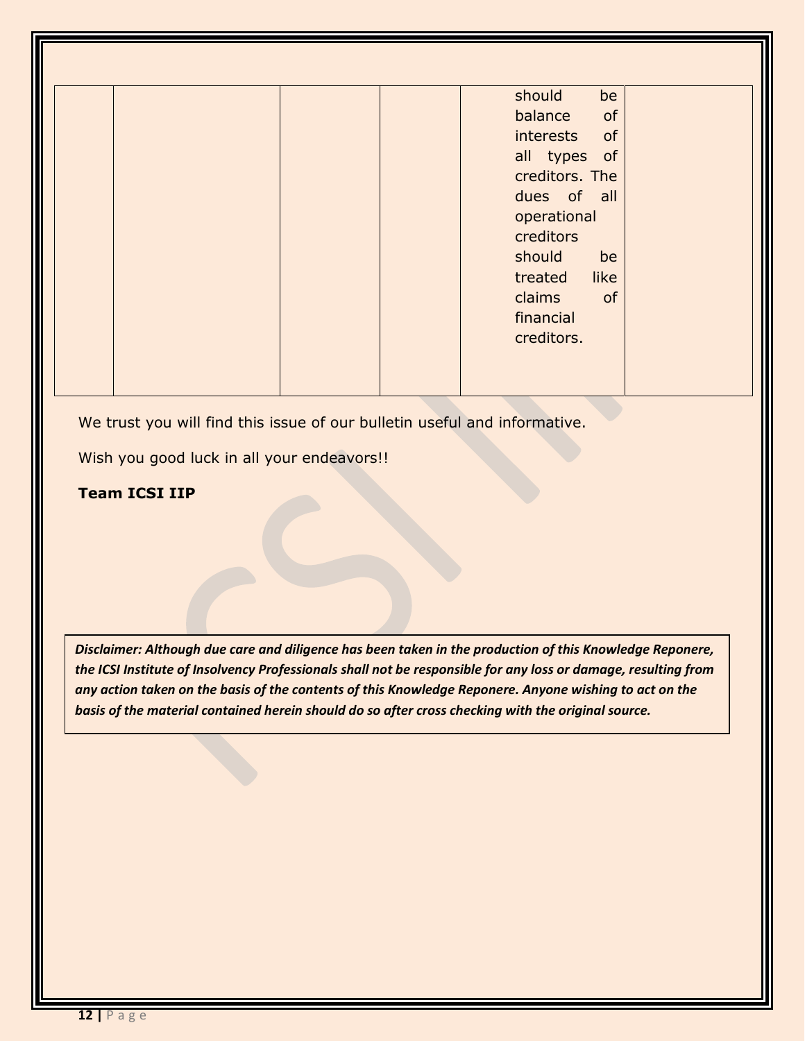| | | | | | |
|---|---|---|---|---|---|
| | | | | should be balance of interests of all types of creditors. The dues of all operational creditors should be treated like claims of financial creditors. | |

We trust you will find this issue of our bulletin useful and informative.

Wish you good luck in all your endeavors!!

**Team ICSI IIP**

***Disclaimer: Although due care and diligence has been taken in the production of this Knowledge Reponere, the ICSI Institute of Insolvency Professionals shall not be responsible for any loss or damage, resulting from any action taken on the basis of the contents of this Knowledge Reponere. Anyone wishing to act on the basis of the material contained herein should do so after cross checking with the original source.***